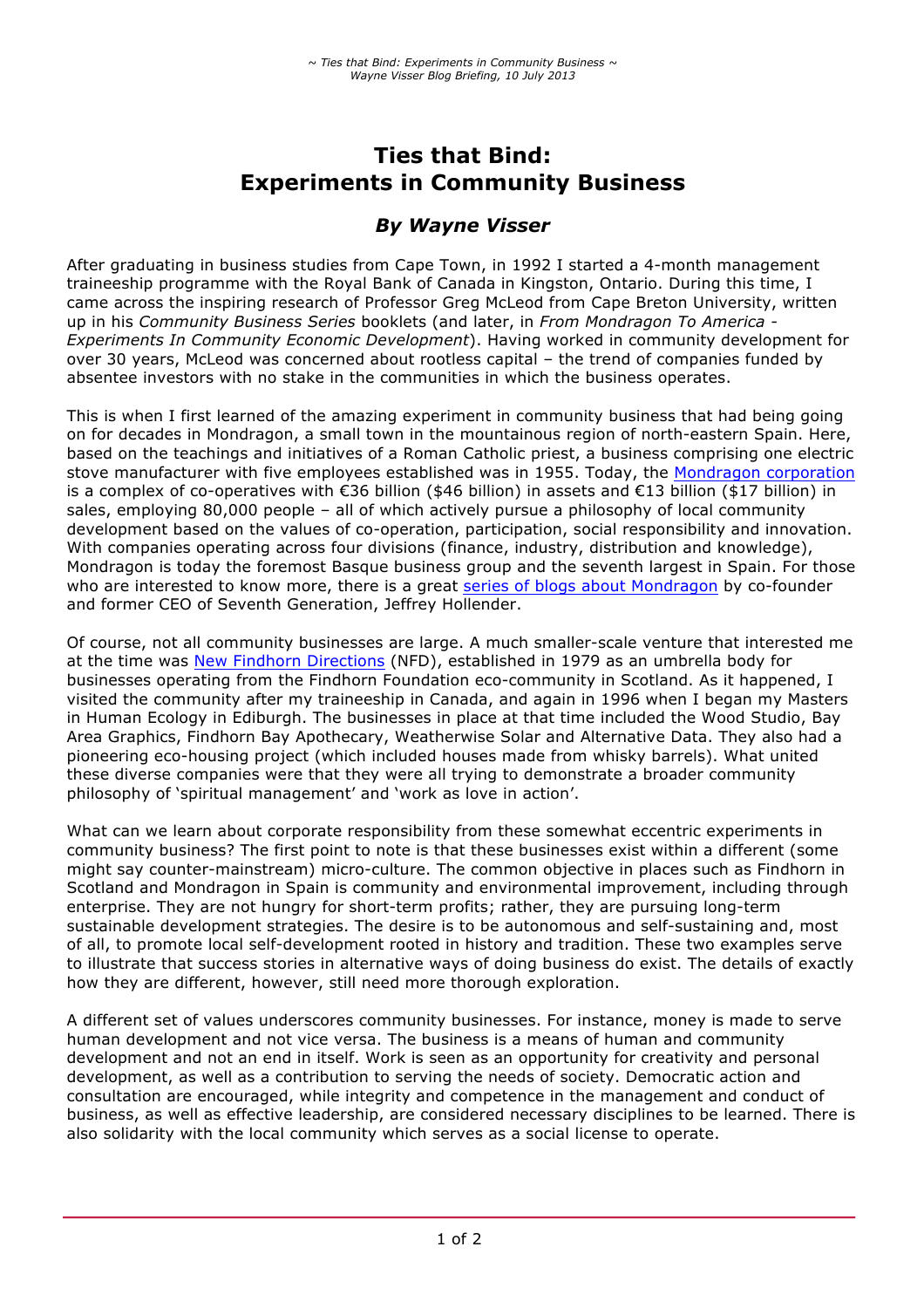# Ties that Bind: Experiments in Community Business

### *By Wayne Visser*

After graduating in business studies from Cape Town, in 1992 I started a 4-month management traineeship programme with the Royal Bank of Canada in Kingston, Ontario. During this time, I came across the inspiring research of Professor Greg McLeod from Cape Breton University, written up in his *Community Business Series* booklets (and later, in *From Mondragon To America - Experiments In Community Economic Development*). Having worked in community development for over 30 years, McLeod was concerned about rootless capital – the trend of companies funded by absentee investors with no stake in the communities in which the business operates.

This is when I first learned of the amazing experiment in community business that had being going on for decades in Mondragon, a small town in the mountainous region of north-eastern Spain. Here, based on the teachings and initiatives of a Roman Catholic priest, a business comprising one electric stove manufacturer with five employees established was in 1955. Today, the Mondragon corporation is a complex of co-operatives with €36 billion ($46 billion) in assets and €13 billion ($17 billion) in sales, employing 80,000 people – all of which actively pursue a philosophy of local community development based on the values of co-operation, participation, social responsibility and innovation. With companies operating across four divisions (finance, industry, distribution and knowledge), Mondragon is today the foremost Basque business group and the seventh largest in Spain. For those who are interested to know more, there is a great series of blogs about Mondragon by co-founder and former CEO of Seventh Generation, Jeffrey Hollender.

Of course, not all community businesses are large. A much smaller-scale venture that interested me at the time was New Findhorn Directions (NFD), established in 1979 as an umbrella body for businesses operating from the Findhorn Foundation eco-community in Scotland. As it happened, I visited the community after my traineeship in Canada, and again in 1996 when I began my Masters in Human Ecology in Ediburgh. The businesses in place at that time included the Wood Studio, Bay Area Graphics, Findhorn Bay Apothecary, Weatherwise Solar and Alternative Data. They also had a pioneering eco-housing project (which included houses made from whisky barrels). What united these diverse companies were that they were all trying to demonstrate a broader community philosophy of 'spiritual management' and 'work as love in action'.

What can we learn about corporate responsibility from these somewhat eccentric experiments in community business? The first point to note is that these businesses exist within a different (some might say counter-mainstream) micro-culture. The common objective in places such as Findhorn in Scotland and Mondragon in Spain is community and environmental improvement, including through enterprise. They are not hungry for short-term profits; rather, they are pursuing long-term sustainable development strategies. The desire is to be autonomous and self-sustaining and, most of all, to promote local self-development rooted in history and tradition. These two examples serve to illustrate that success stories in alternative ways of doing business do exist. The details of exactly how they are different, however, still need more thorough exploration.

A different set of values underscores community businesses. For instance, money is made to serve human development and not vice versa. The business is a means of human and community development and not an end in itself. Work is seen as an opportunity for creativity and personal development, as well as a contribution to serving the needs of society. Democratic action and consultation are encouraged, while integrity and competence in the management and conduct of business, as well as effective leadership, are considered necessary disciplines to be learned. There is also solidarity with the local community which serves as a social license to operate.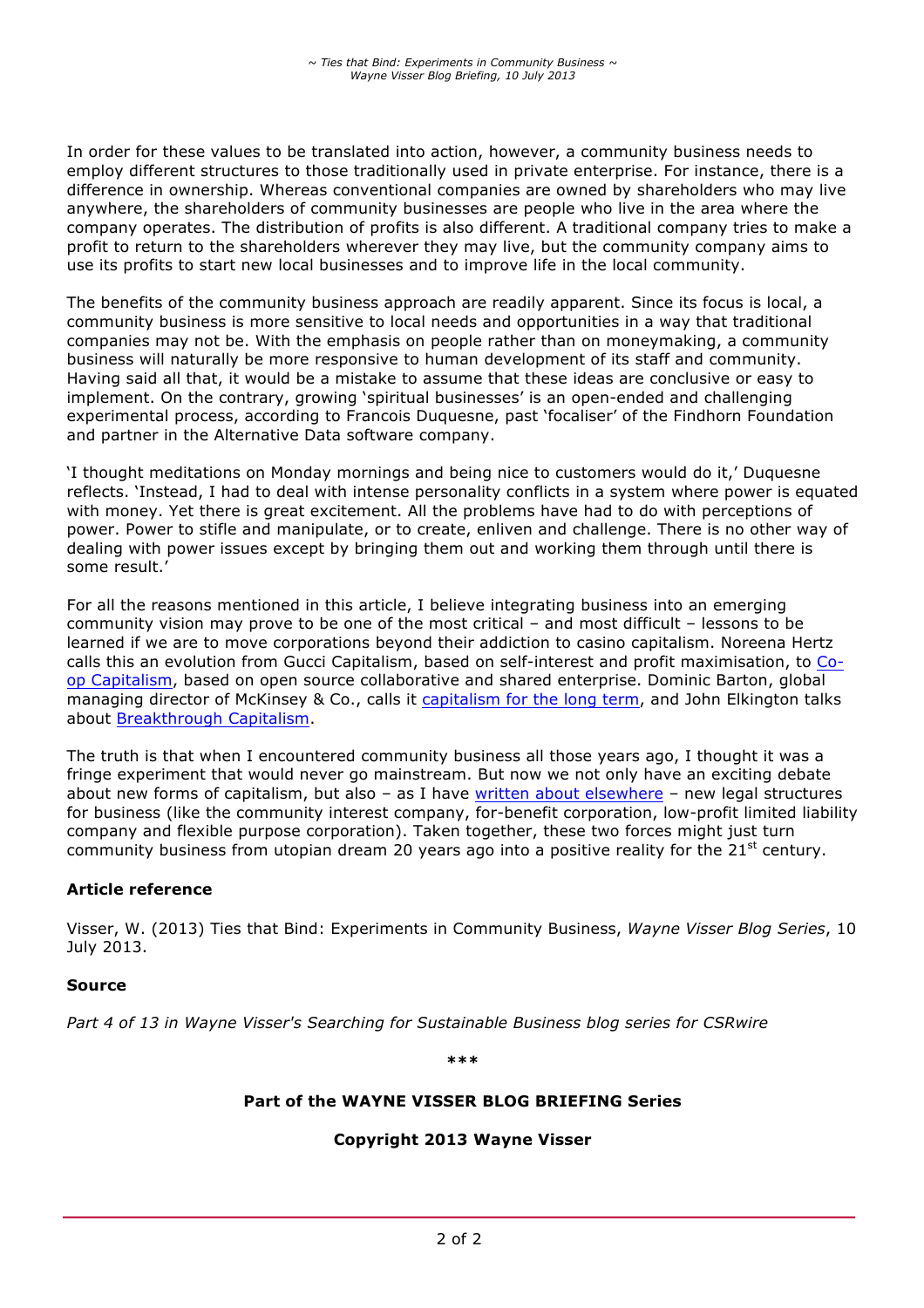In order for these values to be translated into action, however, a community business needs to employ different structures to those traditionally used in private enterprise. For instance, there is a difference in ownership. Whereas conventional companies are owned by shareholders who may live anywhere, the shareholders of community businesses are people who live in the area where the company operates. The distribution of profits is also different. A traditional company tries to make a profit to return to the shareholders wherever they may live, but the community company aims to use its profits to start new local businesses and to improve life in the local community.

The benefits of the community business approach are readily apparent. Since its focus is local, a community business is more sensitive to local needs and opportunities in a way that traditional companies may not be. With the emphasis on people rather than on moneymaking, a community business will naturally be more responsive to human development of its staff and community. Having said all that, it would be a mistake to assume that these ideas are conclusive or easy to implement. On the contrary, growing 'spiritual businesses' is an open-ended and challenging experimental process, according to Francois Duquesne, past 'focaliser' of the Findhorn Foundation and partner in the Alternative Data software company.

'I thought meditations on Monday mornings and being nice to customers would do it,' Duquesne reflects. 'Instead, I had to deal with intense personality conflicts in a system where power is equated with money. Yet there is great excitement. All the problems have had to do with perceptions of power. Power to stifle and manipulate, or to create, enliven and challenge. There is no other way of dealing with power issues except by bringing them out and working them through until there is some result.'

For all the reasons mentioned in this article, I believe integrating business into an emerging community vision may prove to be one of the most critical – and most difficult – lessons to be learned if we are to move corporations beyond their addiction to casino capitalism. Noreena Hertz calls this an evolution from Gucci Capitalism, based on self-interest and profit maximisation, to Co-op Capitalism, based on open source collaborative and shared enterprise. Dominic Barton, global managing director of McKinsey & Co., calls it capitalism for the long term, and John Elkington talks about Breakthrough Capitalism.

The truth is that when I encountered community business all those years ago, I thought it was a fringe experiment that would never go mainstream. But now we not only have an exciting debate about new forms of capitalism, but also – as I have written about elsewhere – new legal structures for business (like the community interest company, for-benefit corporation, low-profit limited liability company and flexible purpose corporation). Taken together, these two forces might just turn community business from utopian dream 20 years ago into a positive reality for the 21st century.

**Article reference**

Visser, W. (2013) Ties that Bind: Experiments in Community Business, *Wayne Visser Blog Series*, 10 July 2013.

**Source**

*Part 4 of 13 in Wayne Visser's Searching for Sustainable Business blog series for CSRwire*

***

**Part of the WAYNE VISSER BLOG BRIEFING Series**

**Copyright 2013 Wayne Visser**